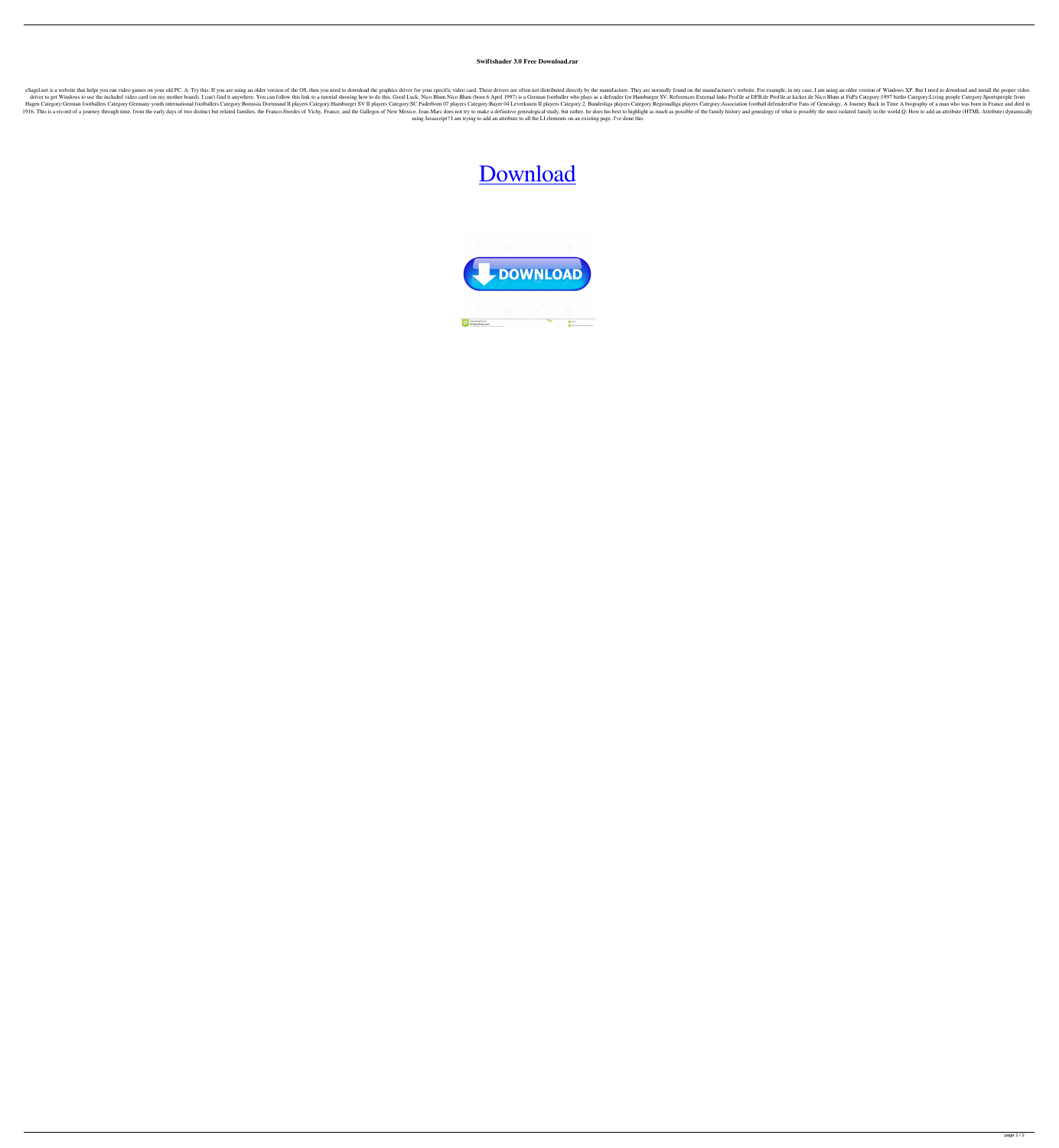**Swiftshader 3.0 Free Download.rar**

eSagel.net is a website that helps you run video games on your old PC. A: Try this: If you are using an older version of the OS, then you need to download the graphics driver for your specific video card. These drivers are often not distributed directly by the manufacture. They are normally found on the manufacturer's website. For example, in my case, I am using an older version of Windows XP. But I need to download and install the proper video driver to get Windows to use the included video card (on my mother board). I can't find it anywhere. You can follow this link to a tutorial showing how to do this. Good Luck. Nico Blum Nico Blum (born 6 April 1997) is a German footballer who plays as a defender for Hamburger SV. References External links Profile at DFB.de Profile at kicker.de Nico Blum at FuPa Category:1997 births Category:Living people Category:Sportspeople from Hagen Category:German footballers Category:Germany youth international footballers Category:Borussia Dortmund II players Category:Hamburger SV II players Category:SC Paderborn 07 players Category:Bayer 04 Leverkusen II players Category:2. Bundesliga players Category:Regionalliga players Category:Association football defendersFor Fans of Genealogy, A Journey Back in Time A biography of a man who was born in France and died in 1916. This is a record of a journey through time, from the early days of two distinct but related families, the Franco-Swedes of Vichy, France, and the Gallegos of New Mexico. Jean-Marc does not try to make a definitive genealogical study, but rather, he does his best to highlight as much as possible of the family history and genealogy of what is possibly the most isolated family in the world.Q: How to add an attribute (HTML Attribute) dynamically using Javascript? I am trying to add an attribute to all the LI elements on an existing page. I've done this

Download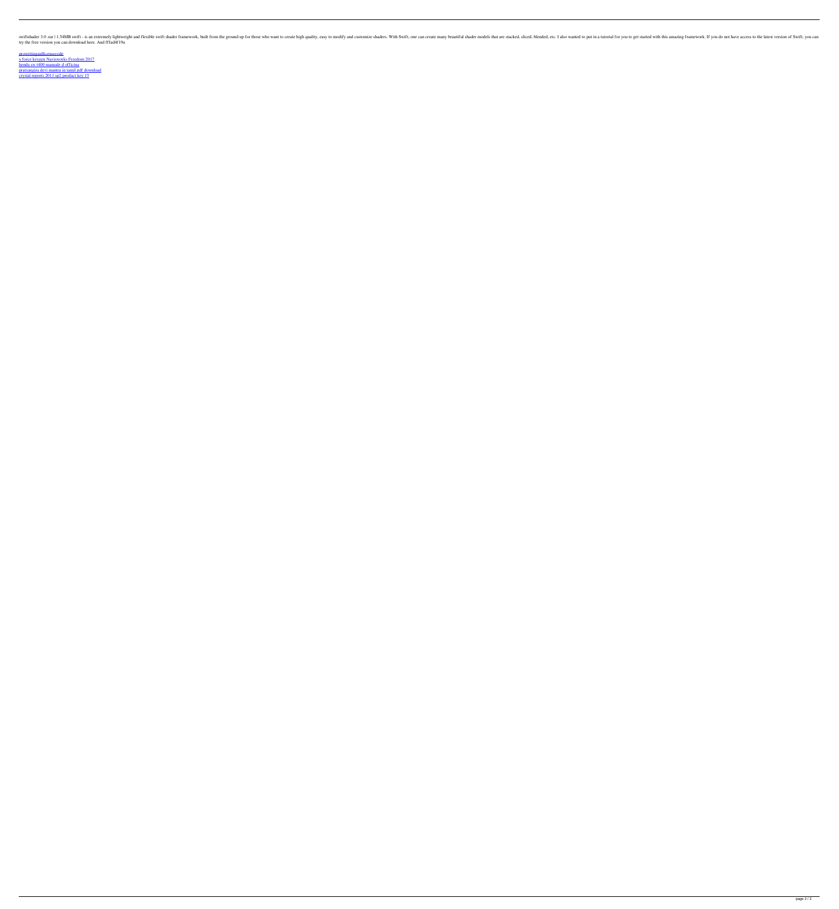swiftshader 3.0 .rar | 1.54MB swift - is an extremely lightweight and flexible swift shader framework, built from the ground up for those who want to create high quality, easy to modify and customize shaders. With Swift, one can create many beautiful shader models that are stacked, sliced, blended, etc. I also wanted to put in a tutorial for you to get started with this amazing framework. If you do not have access to the latest version of Swift, you can try the free version you can download here. And f7fad4f19a

prowritingaidlicensecode
x force keygen Navisworks Freedom 2017
honda sw t400 manuale d officina
pratyangira devi mantra in tamil pdf download
crystal reports 2011 sp2 product key 15